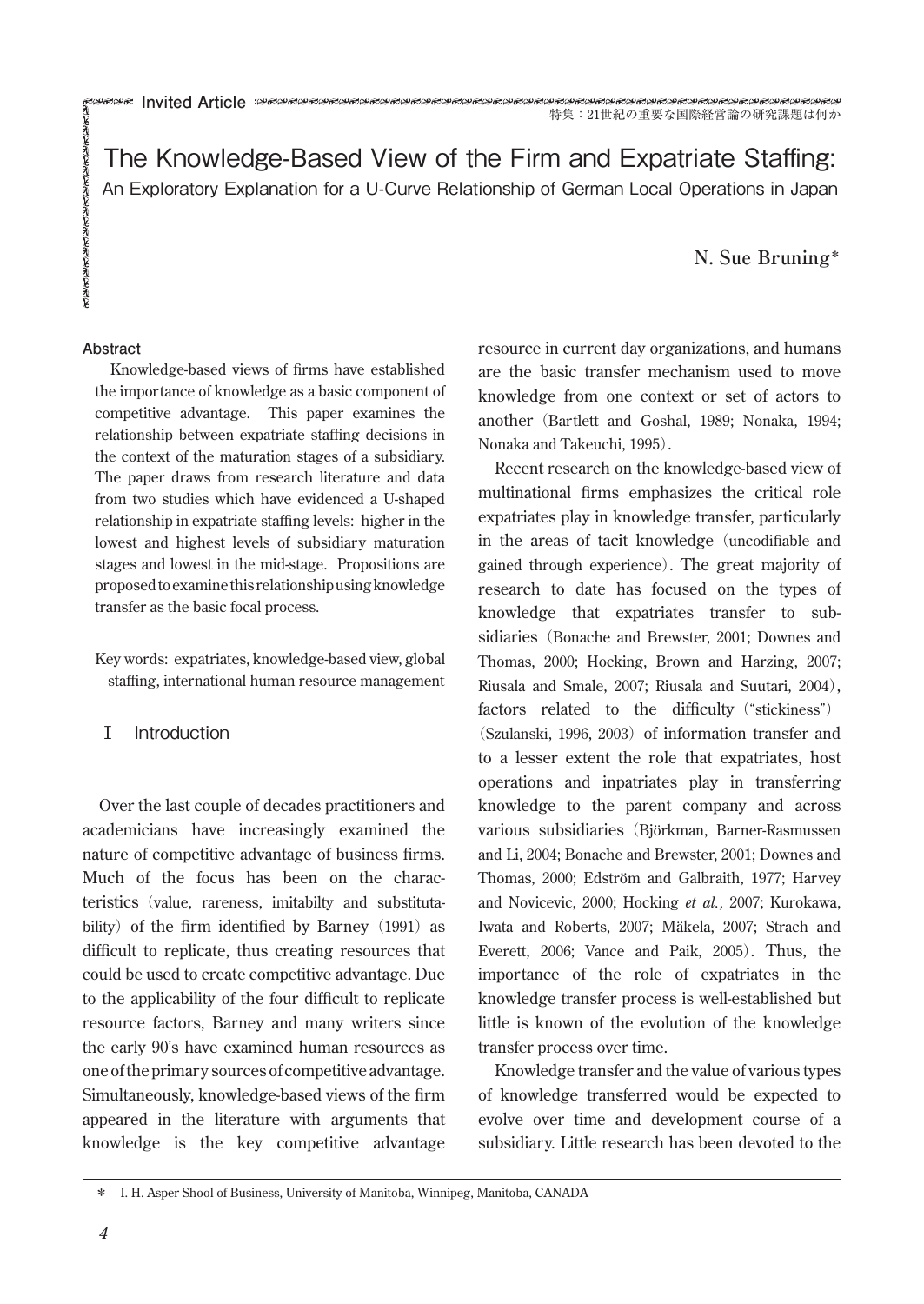Invited Article

特集：21世紀の重要な国際経営論の研究課題は何か

# The Knowledge-Based View of the Firm and Expatriate Staffing:

## An Exploratory Explanation for a U-Curve Relationship of German Local Operations in Japan

N. Sue Bruning*

### Abstract

Knowledge-based views of firms have established the importance of knowledge as a basic component of competitive advantage. This paper examines the relationship between expatriate staffing decisions in the context of the maturation stages of a subsidiary. The paper draws from research literature and data from two studies which have evidenced a U-shaped relationship in expatriate staffing levels: higher in the lowest and highest levels of subsidiary maturation stages and lowest in the mid-stage. Propositions are proposed to examine this relationship using knowledge transfer as the basic focal process.

Key words: expatriates, knowledge-based view, global staffing, international human resource management

## Ⅰ Introduction

Over the last couple of decades practitioners and academicians have increasingly examined the nature of competitive advantage of business firms. Much of the focus has been on the characteristics (value, rareness, imitabilty and substitutability) of the firm identified by Barney (1991) as difficult to replicate, thus creating resources that could be used to create competitive advantage. Due to the applicability of the four difficult to replicate resource factors, Barney and many writers since the early 90's have examined human resources as one of the primary sources of competitive advantage. Simultaneously, knowledge-based views of the firm appeared in the literature with arguments that knowledge is the key competitive advantage resource in current day organizations, and humans are the basic transfer mechanism used to move knowledge from one context or set of actors to another (Bartlett and Goshal, 1989; Nonaka, 1994; Nonaka and Takeuchi, 1995).

Recent research on the knowledge-based view of multinational firms emphasizes the critical role expatriates play in knowledge transfer, particularly in the areas of tacit knowledge (uncodifiable and gained through experience). The great majority of research to date has focused on the types of knowledge that expatriates transfer to subsidiaries (Bonache and Brewster, 2001; Downes and Thomas, 2000; Hocking, Brown and Harzing, 2007; Riusala and Smale, 2007; Riusala and Suutari, 2004), factors related to the difficulty ("stickiness") (Szulanski, 1996, 2003) of information transfer and to a lesser extent the role that expatriates, host operations and inpatriates play in transferring knowledge to the parent company and across various subsidiaries (Björkman, Barner-Rasmussen and Li, 2004; Bonache and Brewster, 2001; Downes and Thomas, 2000; Edström and Galbraith, 1977; Harvey and Novicevic, 2000; Hocking *et al.,* 2007; Kurokawa, Iwata and Roberts, 2007; Mäkela, 2007; Strach and Everett, 2006; Vance and Paik, 2005). Thus, the importance of the role of expatriates in the knowledge transfer process is well-established but little is known of the evolution of the knowledge transfer process over time.

Knowledge transfer and the value of various types of knowledge transferred would be expected to evolve over time and development course of a subsidiary. Little research has been devoted to the

* I. H. Asper Shool of Business, University of Manitoba, Winnipeg, Manitoba, CANADA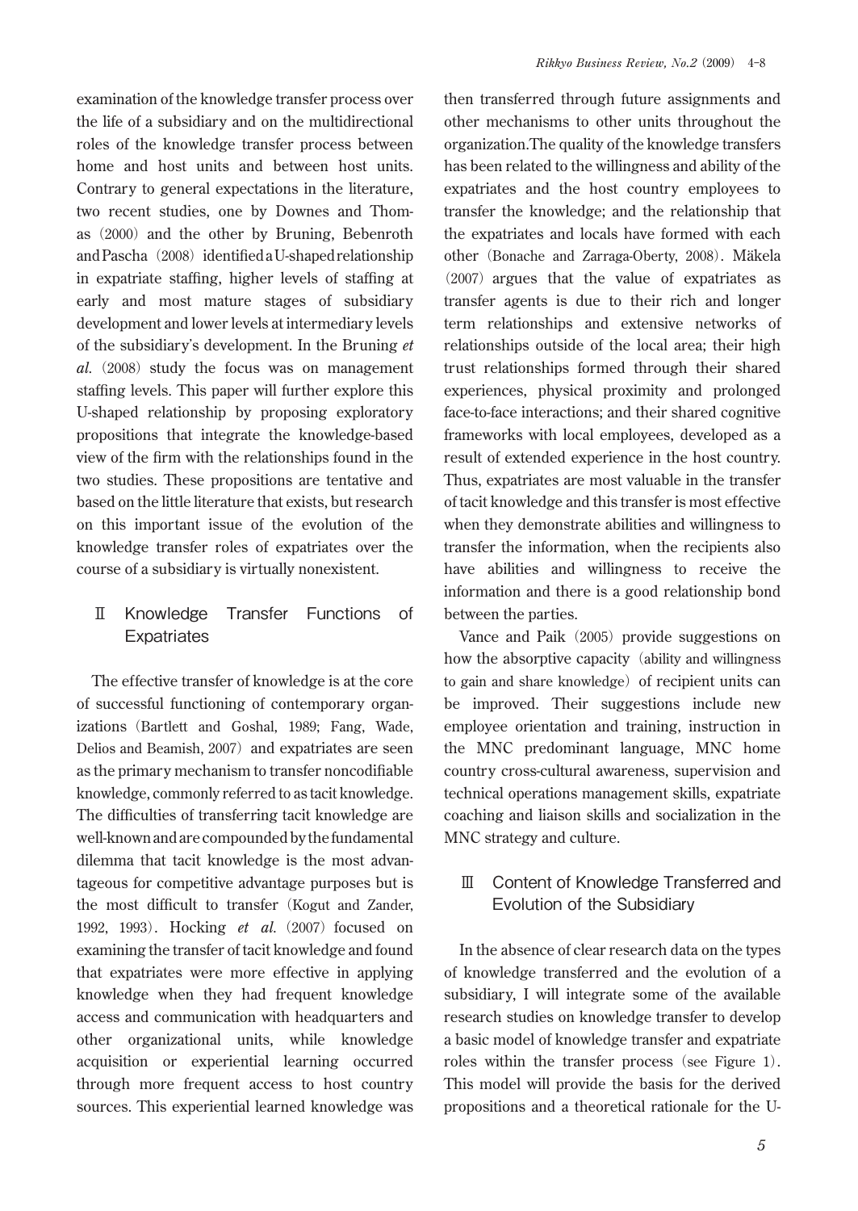examination of the knowledge transfer process over the life of a subsidiary and on the multidirectional roles of the knowledge transfer process between home and host units and between host units. Contrary to general expectations in the literature, two recent studies, one by Downes and Thomas (2000) and the other by Bruning, Bebenroth and Pascha (2008) identified a U-shaped relationship in expatriate staffing, higher levels of staffing at early and most mature stages of subsidiary development and lower levels at intermediary levels of the subsidiary's development. In the Bruning *et al.* (2008) study the focus was on management staffing levels. This paper will further explore this U-shaped relationship by proposing exploratory propositions that integrate the knowledge-based view of the firm with the relationships found in the two studies. These propositions are tentative and based on the little literature that exists, but research on this important issue of the evolution of the knowledge transfer roles of expatriates over the course of a subsidiary is virtually nonexistent.

## Ⅱ Knowledge Transfer Functions of Expatriates

The effective transfer of knowledge is at the core of successful functioning of contemporary organizations (Bartlett and Goshal, 1989; Fang, Wade, Delios and Beamish, 2007) and expatriates are seen as the primary mechanism to transfer noncodifiable knowledge, commonly referred to as tacit knowledge. The difficulties of transferring tacit knowledge are well-known and are compounded by the fundamental dilemma that tacit knowledge is the most advantageous for competitive advantage purposes but is the most difficult to transfer (Kogut and Zander, 1992, 1993). Hocking *et al.* (2007) focused on examining the transfer of tacit knowledge and found that expatriates were more effective in applying knowledge when they had frequent knowledge access and communication with headquarters and other organizational units, while knowledge acquisition or experiential learning occurred through more frequent access to host country sources. This experiential learned knowledge was then transferred through future assignments and other mechanisms to other units throughout the organization.The quality of the knowledge transfers has been related to the willingness and ability of the expatriates and the host country employees to transfer the knowledge; and the relationship that the expatriates and locals have formed with each other (Bonache and Zarraga-Oberty, 2008). Mäkela (2007) argues that the value of expatriates as transfer agents is due to their rich and longer term relationships and extensive networks of relationships outside of the local area; their high trust relationships formed through their shared experiences, physical proximity and prolonged face-to-face interactions; and their shared cognitive frameworks with local employees, developed as a result of extended experience in the host country. Thus, expatriates are most valuable in the transfer of tacit knowledge and this transfer is most effective when they demonstrate abilities and willingness to transfer the information, when the recipients also have abilities and willingness to receive the information and there is a good relationship bond between the parties.

Vance and Paik (2005) provide suggestions on how the absorptive capacity (ability and willingness to gain and share knowledge) of recipient units can be improved. Their suggestions include new employee orientation and training, instruction in the MNC predominant language, MNC home country cross-cultural awareness, supervision and technical operations management skills, expatriate coaching and liaison skills and socialization in the MNC strategy and culture.

## Ⅲ Content of Knowledge Transferred and Evolution of the Subsidiary

In the absence of clear research data on the types of knowledge transferred and the evolution of a subsidiary, I will integrate some of the available research studies on knowledge transfer to develop a basic model of knowledge transfer and expatriate roles within the transfer process (see Figure 1). This model will provide the basis for the derived propositions and a theoretical rationale for the U-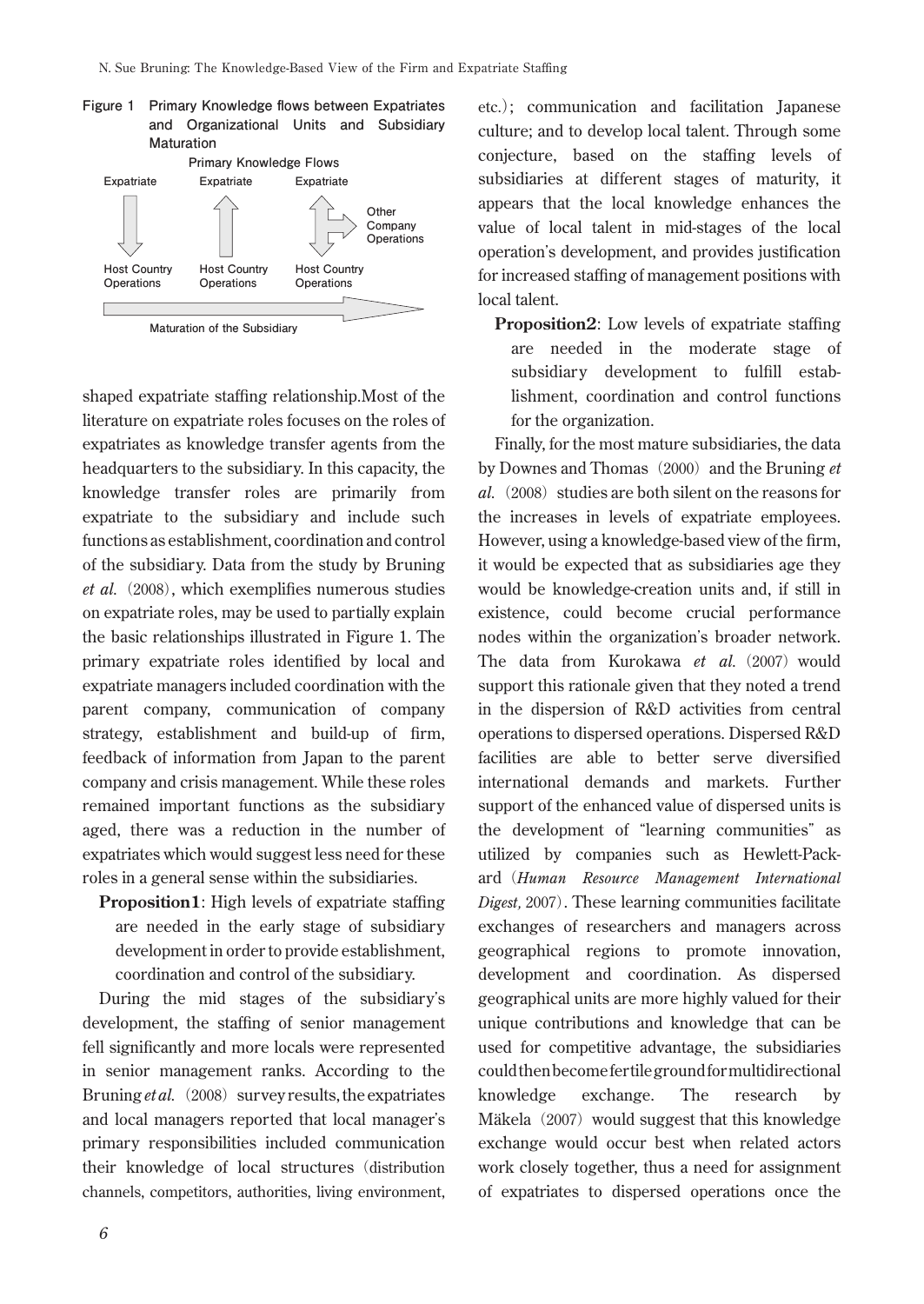**Figure 1 Primary Knowledge flows between Expatriates and Organizational Units and Subsidiary Maturation**

shaped expatriate staffing relationship.Most of the literature on expatriate roles focuses on the roles of expatriates as knowledge transfer agents from the headquarters to the subsidiary. In this capacity, the knowledge transfer roles are primarily from expatriate to the subsidiary and include such functions as establishment, coordination and control of the subsidiary. Data from the study by Bruning *et al.* (2008), which exemplifies numerous studies on expatriate roles, may be used to partially explain the basic relationships illustrated in Figure 1. The primary expatriate roles identified by local and expatriate managers included coordination with the parent company, communication of company strategy, establishment and build-up of firm, feedback of information from Japan to the parent company and crisis management. While these roles remained important functions as the subsidiary aged, there was a reduction in the number of expatriates which would suggest less need for these roles in a general sense within the subsidiaries.

**Proposition1**: High levels of expatriate staffing are needed in the early stage of subsidiary development in order to provide establishment, coordination and control of the subsidiary.

During the mid stages of the subsidiary's development, the staffing of senior management fell significantly and more locals were represented in senior management ranks. According to the Bruning *et al.* (2008) survey results, the expatriates and local managers reported that local manager's primary responsibilities included communication their knowledge of local structures (distribution channels, competitors, authorities, living environment, etc.); communication and facilitation Japanese culture; and to develop local talent. Through some conjecture, based on the staffing levels of subsidiaries at different stages of maturity, it appears that the local knowledge enhances the value of local talent in mid-stages of the local operation's development, and provides justification for increased staffing of management positions with local talent.

**Proposition2**: Low levels of expatriate staffing are needed in the moderate stage of subsidiary development to fulfill establishment, coordination and control functions for the organization.

Finally, for the most mature subsidiaries, the data by Downes and Thomas (2000) and the Bruning *et al.* (2008) studies are both silent on the reasons for the increases in levels of expatriate employees. However, using a knowledge-based view of the firm, it would be expected that as subsidiaries age they would be knowledge-creation units and, if still in existence, could become crucial performance nodes within the organization's broader network. The data from Kurokawa *et al.* (2007) would support this rationale given that they noted a trend in the dispersion of R&D activities from central operations to dispersed operations. Dispersed R&D facilities are able to better serve diversified international demands and markets. Further support of the enhanced value of dispersed units is the development of "learning communities" as utilized by companies such as Hewlett-Packard (*Human Resource Management International Digest,* 2007). These learning communities facilitate exchanges of researchers and managers across geographical regions to promote innovation, development and coordination. As dispersed geographical units are more highly valued for their unique contributions and knowledge that can be used for competitive advantage, the subsidiaries could then become fertile ground for multidirectional knowledge exchange. The research by Mäkela (2007) would suggest that this knowledge exchange would occur best when related actors work closely together, thus a need for assignment of expatriates to dispersed operations once the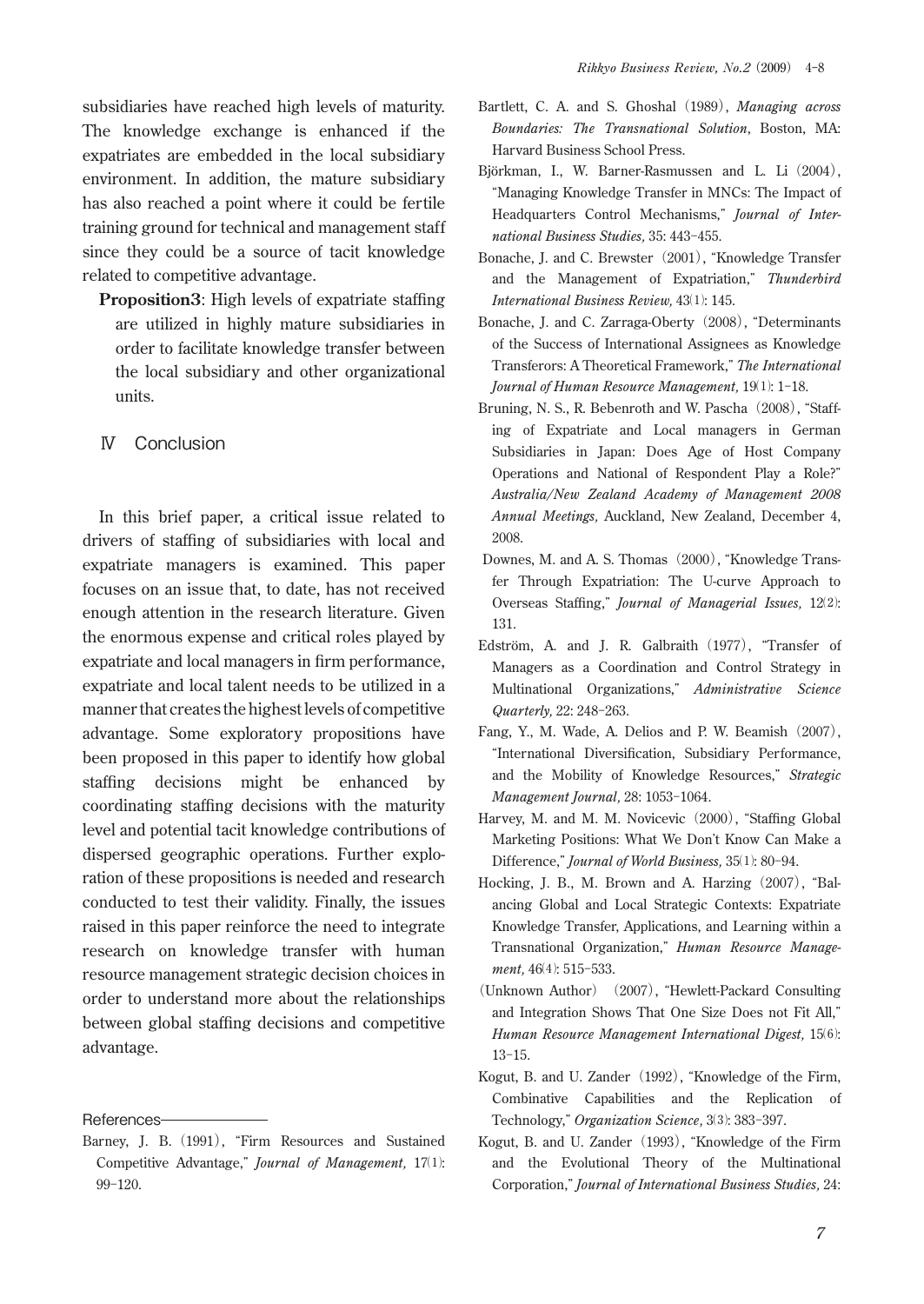subsidiaries have reached high levels of maturity. The knowledge exchange is enhanced if the expatriates are embedded in the local subsidiary environment. In addition, the mature subsidiary has also reached a point where it could be fertile training ground for technical and management staff since they could be a source of tacit knowledge related to competitive advantage.

**Proposition3**: High levels of expatriate staffing are utilized in highly mature subsidiaries in order to facilitate knowledge transfer between the local subsidiary and other organizational units.

## Ⅳ Conclusion

In this brief paper, a critical issue related to drivers of staffing of subsidiaries with local and expatriate managers is examined. This paper focuses on an issue that, to date, has not received enough attention in the research literature. Given the enormous expense and critical roles played by expatriate and local managers in firm performance, expatriate and local talent needs to be utilized in a manner that creates the highest levels of competitive advantage. Some exploratory propositions have been proposed in this paper to identify how global staffing decisions might be enhanced by coordinating staffing decisions with the maturity level and potential tacit knowledge contributions of dispersed geographic operations. Further exploration of these propositions is needed and research conducted to test their validity. Finally, the issues raised in this paper reinforce the need to integrate research on knowledge transfer with human resource management strategic decision choices in order to understand more about the relationships between global staffing decisions and competitive advantage.

### References

Barney, J. B. (1991), "Firm Resources and Sustained Competitive Advantage," *Journal of Management,* 17(1): 99–120.

Bartlett, C. A. and S. Ghoshal (1989), *Managing across Boundaries: The Transnational Solution*, Boston, MA: Harvard Business School Press.

Björkman, I., W. Barner-Rasmussen and L. Li (2004), "Managing Knowledge Transfer in MNCs: The Impact of Headquarters Control Mechanisms," *Journal of International Business Studies,* 35: 443–455.

Bonache, J. and C. Brewster (2001), "Knowledge Transfer and the Management of Expatriation," *Thunderbird International Business Review,* 43(1): 145.

Bonache, J. and C. Zarraga-Oberty (2008), "Determinants of the Success of International Assignees as Knowledge Transferors: A Theoretical Framework," *The International Journal of Human Resource Management,* 19(1): 1–18.

Bruning, N. S., R. Bebenroth and W. Pascha (2008), "Staffing of Expatriate and Local managers in German Subsidiaries in Japan: Does Age of Host Company Operations and National of Respondent Play a Role?" *Australia/New Zealand Academy of Management 2008 Annual Meetings,* Auckland, New Zealand, December 4, 2008.

Downes, M. and A. S. Thomas (2000), "Knowledge Transfer Through Expatriation: The U-curve Approach to Overseas Staffing," *Journal of Managerial Issues,* 12(2): 131.

Edström, A. and J. R. Galbraith (1977), "Transfer of Managers as a Coordination and Control Strategy in Multinational Organizations," *Administrative Science Quarterly,* 22: 248–263.

Fang, Y., M. Wade, A. Delios and P. W. Beamish (2007), "International Diversification, Subsidiary Performance, and the Mobility of Knowledge Resources," *Strategic Management Journal,* 28: 1053–1064.

Harvey, M. and M. M. Novicevic (2000), "Staffing Global Marketing Positions: What We Don't Know Can Make a Difference," *Journal of World Business,* 35(1): 80–94.

Hocking, J. B., M. Brown and A. Harzing (2007), "Balancing Global and Local Strategic Contexts: Expatriate Knowledge Transfer, Applications, and Learning within a Transnational Organization," *Human Resource Management,* 46(4): 515–533.

(Unknown Author) (2007), "Hewlett-Packard Consulting and Integration Shows That One Size Does not Fit All," *Human Resource Management International Digest,* 15(6): 13–15.

Kogut, B. and U. Zander (1992), "Knowledge of the Firm, Combinative Capabilities and the Replication of Technology," *Organization Science,* 3(3): 383–397.

Kogut, B. and U. Zander (1993), "Knowledge of the Firm and the Evolutional Theory of the Multinational Corporation," *Journal of International Business Studies,* 24: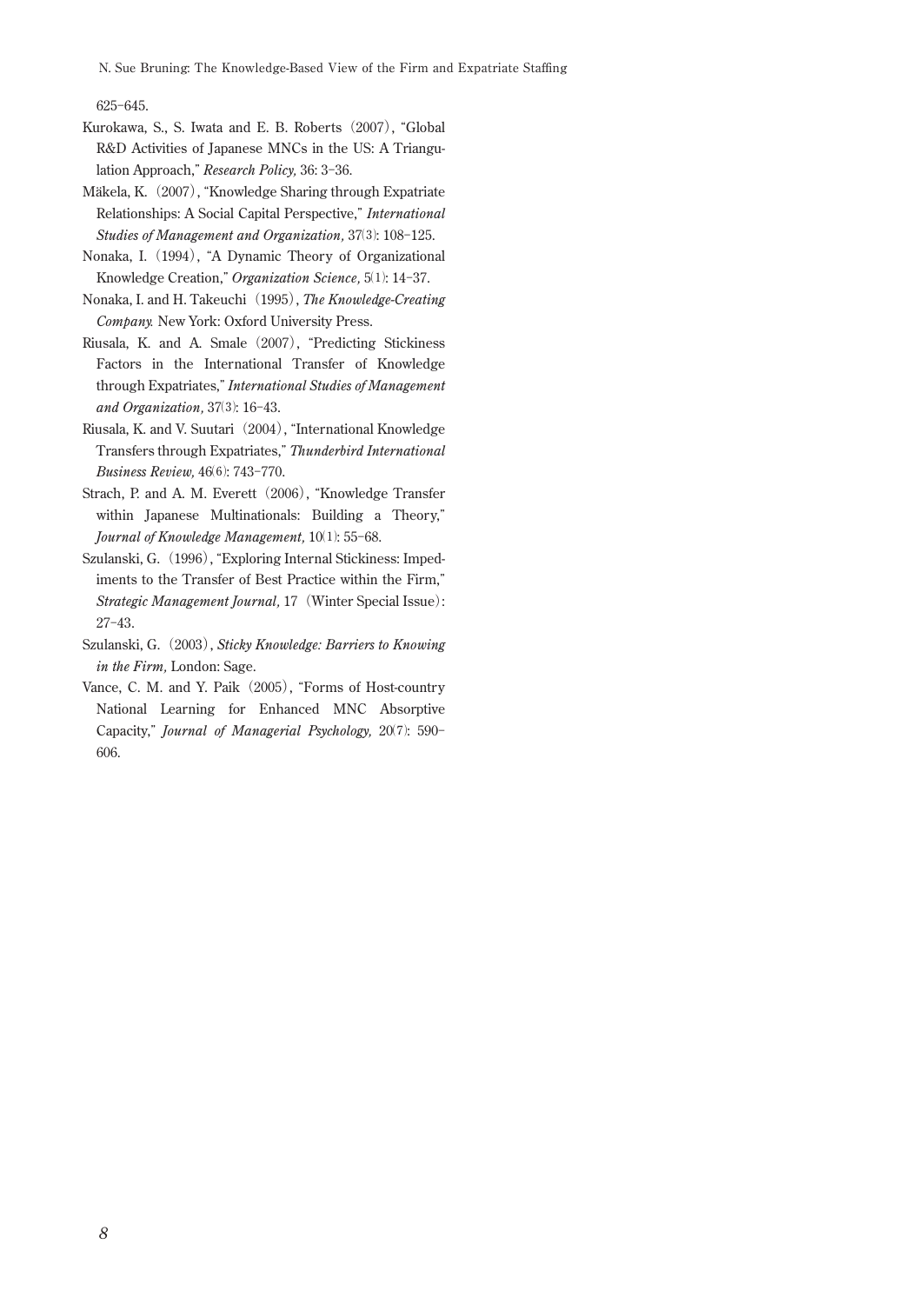625–645.

Kurokawa, S., S. Iwata and E. B. Roberts (2007), "Global R&D Activities of Japanese MNCs in the US: A Triangulation Approach," *Research Policy,* 36: 3–36.

Mäkela, K. (2007), "Knowledge Sharing through Expatriate Relationships: A Social Capital Perspective," *International Studies of Management and Organization,* 37(3): 108–125.

Nonaka, I. (1994), "A Dynamic Theory of Organizational Knowledge Creation," *Organization Science,* 5(1): 14–37.

Nonaka, I. and H. Takeuchi (1995), *The Knowledge-Creating Company.* New York: Oxford University Press.

Riusala, K. and A. Smale (2007), "Predicting Stickiness Factors in the International Transfer of Knowledge through Expatriates," *International Studies of Management and Organization,* 37(3): 16–43.

Riusala, K. and V. Suutari (2004), "International Knowledge Transfers through Expatriates," *Thunderbird International Business Review,* 46(6): 743–770.

Strach, P. and A. M. Everett (2006), "Knowledge Transfer within Japanese Multinationals: Building a Theory," *Journal of Knowledge Management,* 10(1): 55–68.

Szulanski, G. (1996), "Exploring Internal Stickiness: Impediments to the Transfer of Best Practice within the Firm," *Strategic Management Journal,* 17 (Winter Special Issue): 27–43.

Szulanski, G. (2003), *Sticky Knowledge: Barriers to Knowing in the Firm,* London: Sage.

Vance, C. M. and Y. Paik (2005), "Forms of Host-country National Learning for Enhanced MNC Absorptive Capacity," *Journal of Managerial Psychology,* 20(7): 590–606.